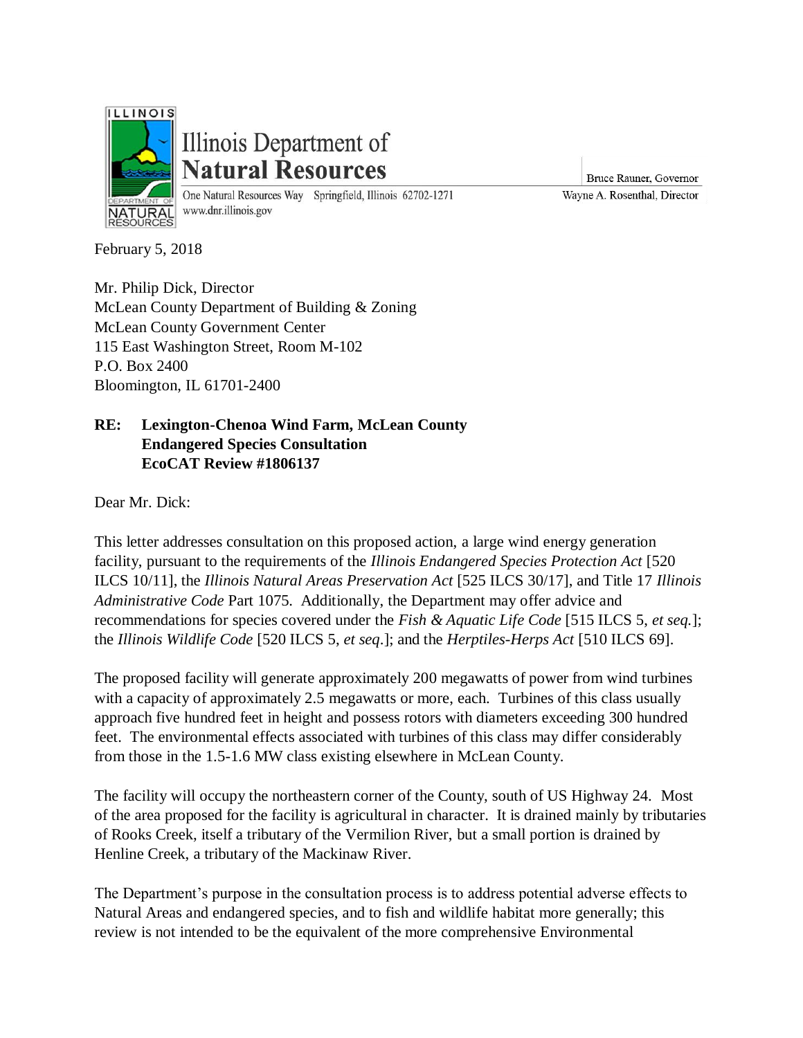Illinois Department of **Natural Resources**

One Natural Resources Way Springfield, Illinois 62702-1271
www.dnr.illinois.gov

Bruce Rauner, Governor
Wayne A. Rosenthal, Director

February 5, 2018

Mr. Philip Dick, Director
McLean County Department of Building & Zoning
McLean County Government Center
115 East Washington Street, Room M-102
P.O. Box 2400
Bloomington, IL 61701-2400

**RE: Lexington-Chenoa Wind Farm, McLean County**
**Endangered Species Consultation**
**EcoCAT Review #1806137**

Dear Mr. Dick:

This letter addresses consultation on this proposed action, a large wind energy generation facility, pursuant to the requirements of the *Illinois Endangered Species Protection Act* [520 ILCS 10/11], the *Illinois Natural Areas Preservation Act* [525 ILCS 30/17], and Title 17 *Illinois Administrative Code* Part 1075. Additionally, the Department may offer advice and recommendations for species covered under the *Fish & Aquatic Life Code* [515 ILCS 5, *et seq.*]; the *Illinois Wildlife Code* [520 ILCS 5, *et seq.*]; and the *Herptiles-Herps Act* [510 ILCS 69].

The proposed facility will generate approximately 200 megawatts of power from wind turbines with a capacity of approximately 2.5 megawatts or more, each. Turbines of this class usually approach five hundred feet in height and possess rotors with diameters exceeding 300 hundred feet. The environmental effects associated with turbines of this class may differ considerably from those in the 1.5-1.6 MW class existing elsewhere in McLean County.

The facility will occupy the northeastern corner of the County, south of US Highway 24. Most of the area proposed for the facility is agricultural in character. It is drained mainly by tributaries of Rooks Creek, itself a tributary of the Vermilion River, but a small portion is drained by Henline Creek, a tributary of the Mackinaw River.

The Department's purpose in the consultation process is to address potential adverse effects to Natural Areas and endangered species, and to fish and wildlife habitat more generally; this review is not intended to be the equivalent of the more comprehensive Environmental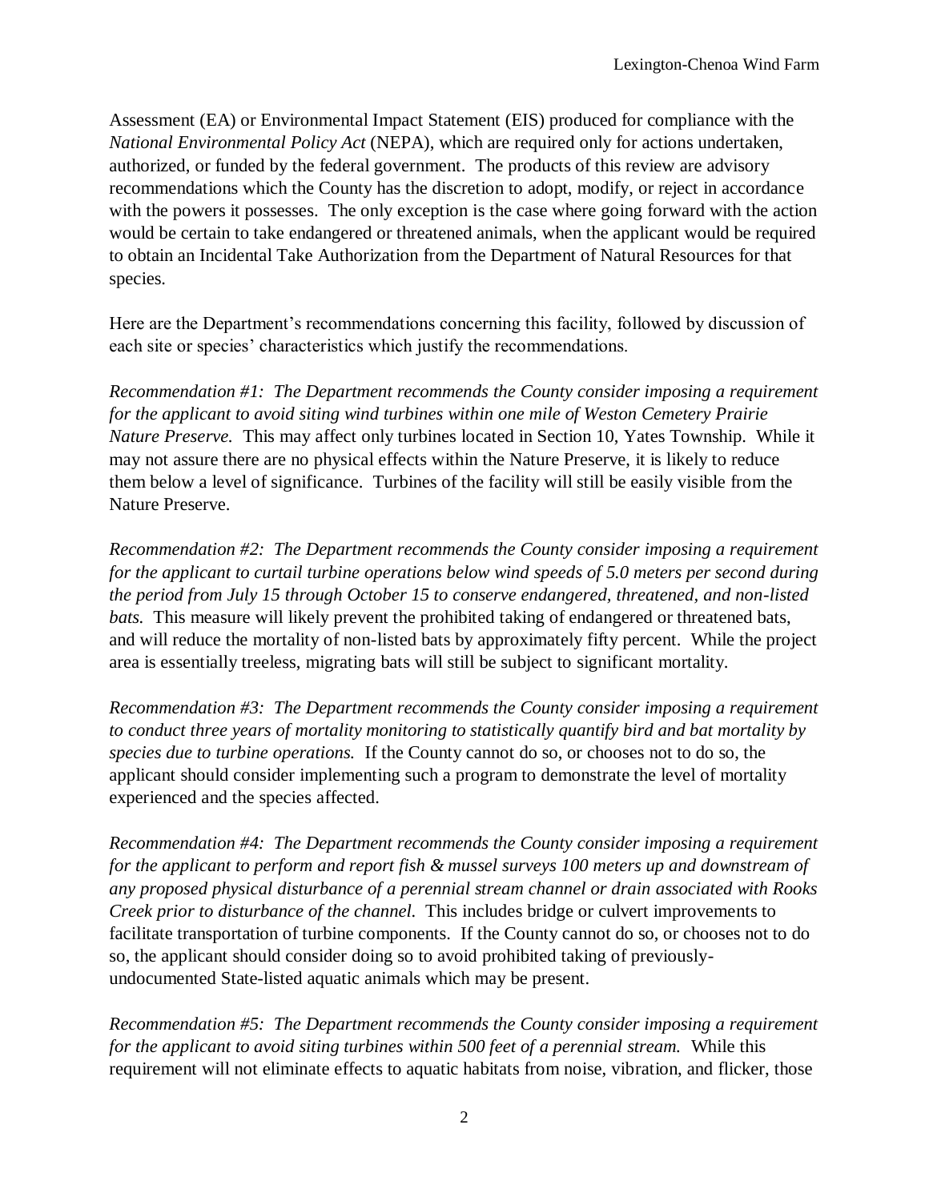Assessment (EA) or Environmental Impact Statement (EIS) produced for compliance with the *National Environmental Policy Act* (NEPA), which are required only for actions undertaken, authorized, or funded by the federal government. The products of this review are advisory recommendations which the County has the discretion to adopt, modify, or reject in accordance with the powers it possesses. The only exception is the case where going forward with the action would be certain to take endangered or threatened animals, when the applicant would be required to obtain an Incidental Take Authorization from the Department of Natural Resources for that species.

Here are the Department's recommendations concerning this facility, followed by discussion of each site or species' characteristics which justify the recommendations.

*Recommendation #1: The Department recommends the County consider imposing a requirement for the applicant to avoid siting wind turbines within one mile of Weston Cemetery Prairie Nature Preserve.* This may affect only turbines located in Section 10, Yates Township. While it may not assure there are no physical effects within the Nature Preserve, it is likely to reduce them below a level of significance. Turbines of the facility will still be easily visible from the Nature Preserve.

*Recommendation #2: The Department recommends the County consider imposing a requirement for the applicant to curtail turbine operations below wind speeds of 5.0 meters per second during the period from July 15 through October 15 to conserve endangered, threatened, and non-listed bats.* This measure will likely prevent the prohibited taking of endangered or threatened bats, and will reduce the mortality of non-listed bats by approximately fifty percent. While the project area is essentially treeless, migrating bats will still be subject to significant mortality.

*Recommendation #3: The Department recommends the County consider imposing a requirement to conduct three years of mortality monitoring to statistically quantify bird and bat mortality by species due to turbine operations.* If the County cannot do so, or chooses not to do so, the applicant should consider implementing such a program to demonstrate the level of mortality experienced and the species affected.

*Recommendation #4: The Department recommends the County consider imposing a requirement for the applicant to perform and report fish & mussel surveys 100 meters up and downstream of any proposed physical disturbance of a perennial stream channel or drain associated with Rooks Creek prior to disturbance of the channel.* This includes bridge or culvert improvements to facilitate transportation of turbine components. If the County cannot do so, or chooses not to do so, the applicant should consider doing so to avoid prohibited taking of previously-undocumented State-listed aquatic animals which may be present.

*Recommendation #5: The Department recommends the County consider imposing a requirement for the applicant to avoid siting turbines within 500 feet of a perennial stream.* While this requirement will not eliminate effects to aquatic habitats from noise, vibration, and flicker, those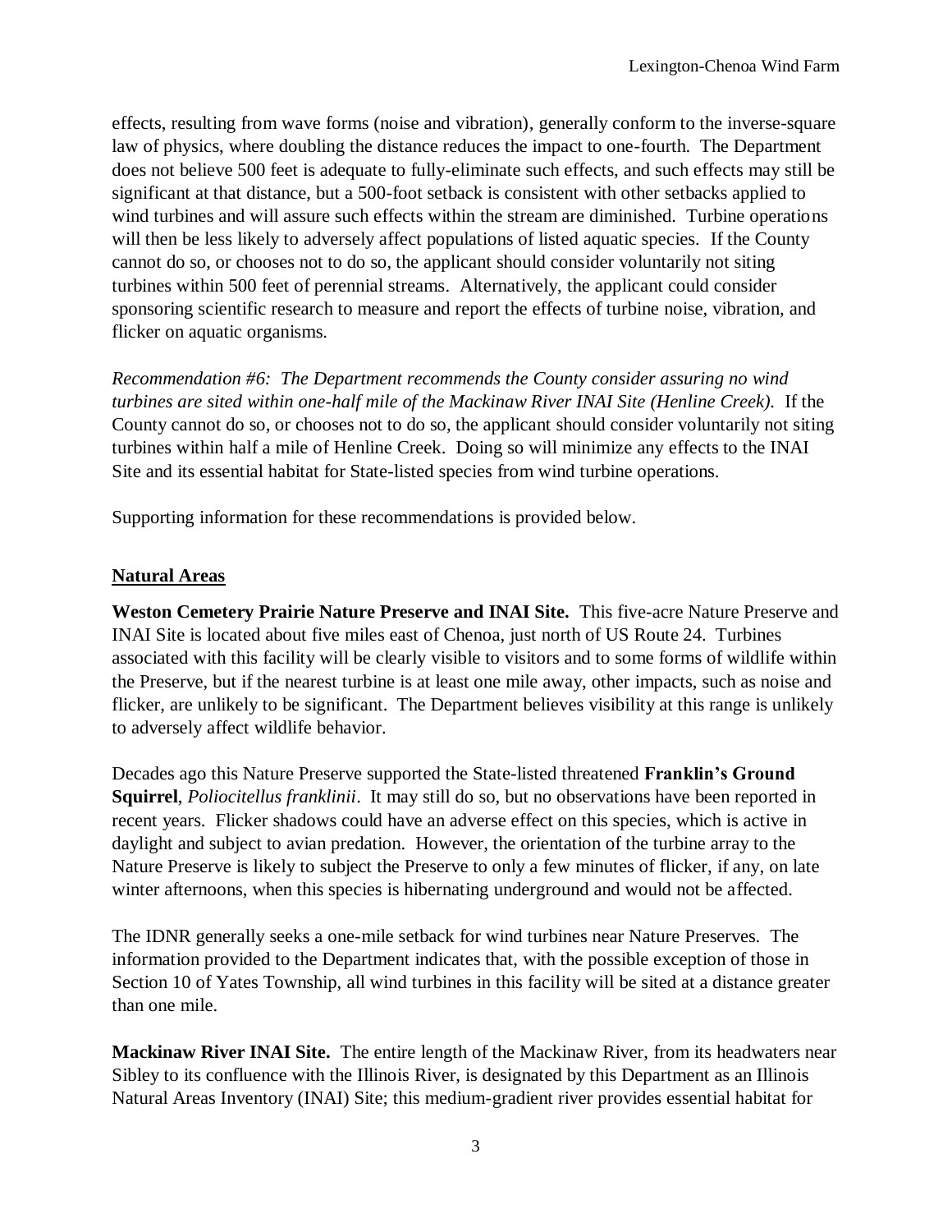effects, resulting from wave forms (noise and vibration), generally conform to the inverse-square law of physics, where doubling the distance reduces the impact to one-fourth. The Department does not believe 500 feet is adequate to fully-eliminate such effects, and such effects may still be significant at that distance, but a 500-foot setback is consistent with other setbacks applied to wind turbines and will assure such effects within the stream are diminished. Turbine operations will then be less likely to adversely affect populations of listed aquatic species. If the County cannot do so, or chooses not to do so, the applicant should consider voluntarily not siting turbines within 500 feet of perennial streams. Alternatively, the applicant could consider sponsoring scientific research to measure and report the effects of turbine noise, vibration, and flicker on aquatic organisms.

*Recommendation #6: The Department recommends the County consider assuring no wind turbines are sited within one-half mile of the Mackinaw River INAI Site (Henline Creek).* If the County cannot do so, or chooses not to do so, the applicant should consider voluntarily not siting turbines within half a mile of Henline Creek. Doing so will minimize any effects to the INAI Site and its essential habitat for State-listed species from wind turbine operations.

Supporting information for these recommendations is provided below.

## Natural Areas

**Weston Cemetery Prairie Nature Preserve and INAI Site.** This five-acre Nature Preserve and INAI Site is located about five miles east of Chenoa, just north of US Route 24. Turbines associated with this facility will be clearly visible to visitors and to some forms of wildlife within the Preserve, but if the nearest turbine is at least one mile away, other impacts, such as noise and flicker, are unlikely to be significant. The Department believes visibility at this range is unlikely to adversely affect wildlife behavior.

Decades ago this Nature Preserve supported the State-listed threatened **Franklin's Ground Squirrel**, *Poliocitellus franklinii*. It may still do so, but no observations have been reported in recent years. Flicker shadows could have an adverse effect on this species, which is active in daylight and subject to avian predation. However, the orientation of the turbine array to the Nature Preserve is likely to subject the Preserve to only a few minutes of flicker, if any, on late winter afternoons, when this species is hibernating underground and would not be affected.

The IDNR generally seeks a one-mile setback for wind turbines near Nature Preserves. The information provided to the Department indicates that, with the possible exception of those in Section 10 of Yates Township, all wind turbines in this facility will be sited at a distance greater than one mile.

**Mackinaw River INAI Site.** The entire length of the Mackinaw River, from its headwaters near Sibley to its confluence with the Illinois River, is designated by this Department as an Illinois Natural Areas Inventory (INAI) Site; this medium-gradient river provides essential habitat for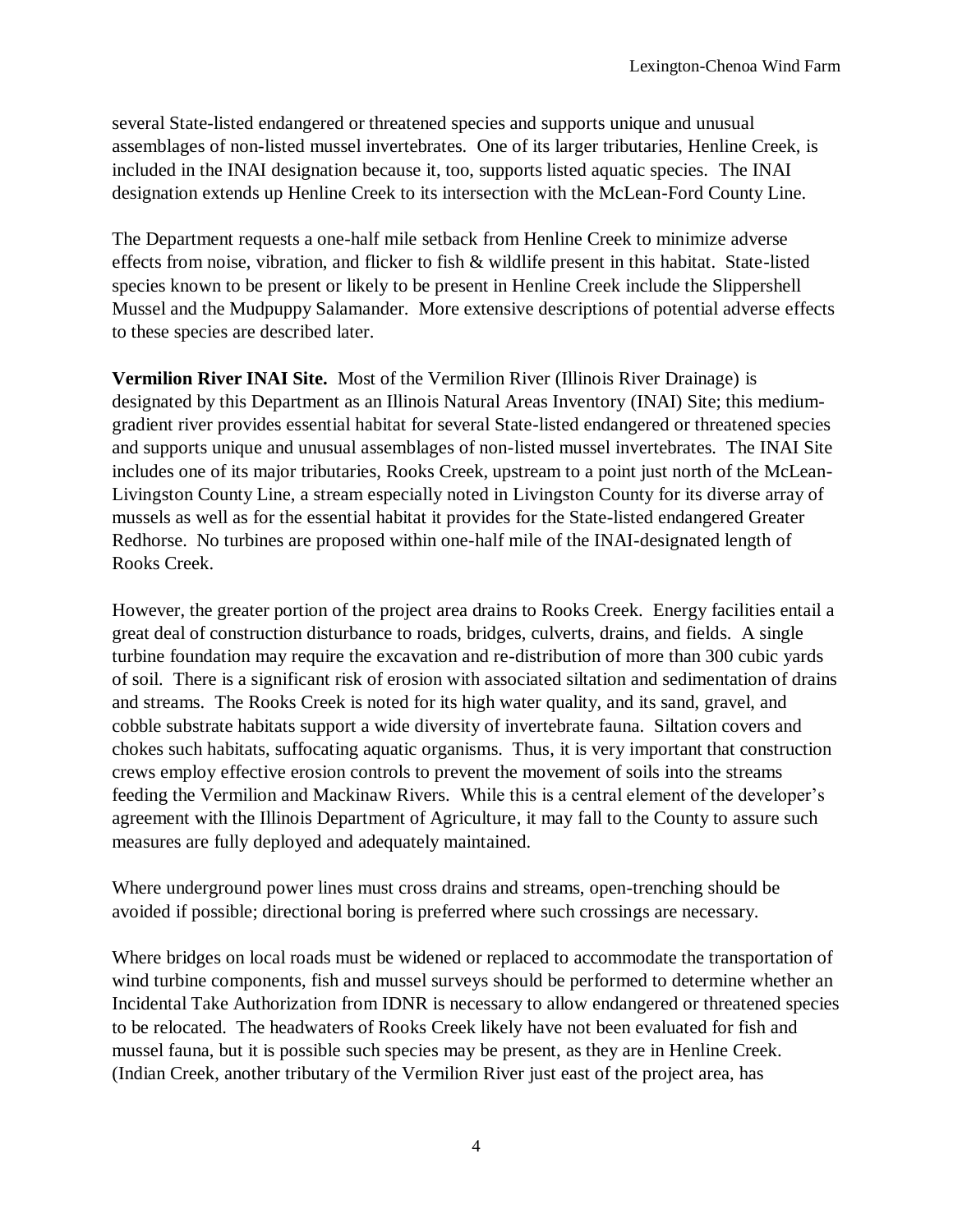several State-listed endangered or threatened species and supports unique and unusual assemblages of non-listed mussel invertebrates. One of its larger tributaries, Henline Creek, is included in the INAI designation because it, too, supports listed aquatic species. The INAI designation extends up Henline Creek to its intersection with the McLean-Ford County Line.

The Department requests a one-half mile setback from Henline Creek to minimize adverse effects from noise, vibration, and flicker to fish & wildlife present in this habitat. State-listed species known to be present or likely to be present in Henline Creek include the Slippershell Mussel and the Mudpuppy Salamander. More extensive descriptions of potential adverse effects to these species are described later.

**Vermilion River INAI Site.** Most of the Vermilion River (Illinois River Drainage) is designated by this Department as an Illinois Natural Areas Inventory (INAI) Site; this medium-gradient river provides essential habitat for several State-listed endangered or threatened species and supports unique and unusual assemblages of non-listed mussel invertebrates. The INAI Site includes one of its major tributaries, Rooks Creek, upstream to a point just north of the McLean-Livingston County Line, a stream especially noted in Livingston County for its diverse array of mussels as well as for the essential habitat it provides for the State-listed endangered Greater Redhorse. No turbines are proposed within one-half mile of the INAI-designated length of Rooks Creek.

However, the greater portion of the project area drains to Rooks Creek. Energy facilities entail a great deal of construction disturbance to roads, bridges, culverts, drains, and fields. A single turbine foundation may require the excavation and re-distribution of more than 300 cubic yards of soil. There is a significant risk of erosion with associated siltation and sedimentation of drains and streams. The Rooks Creek is noted for its high water quality, and its sand, gravel, and cobble substrate habitats support a wide diversity of invertebrate fauna. Siltation covers and chokes such habitats, suffocating aquatic organisms. Thus, it is very important that construction crews employ effective erosion controls to prevent the movement of soils into the streams feeding the Vermilion and Mackinaw Rivers. While this is a central element of the developer's agreement with the Illinois Department of Agriculture, it may fall to the County to assure such measures are fully deployed and adequately maintained.

Where underground power lines must cross drains and streams, open-trenching should be avoided if possible; directional boring is preferred where such crossings are necessary.

Where bridges on local roads must be widened or replaced to accommodate the transportation of wind turbine components, fish and mussel surveys should be performed to determine whether an Incidental Take Authorization from IDNR is necessary to allow endangered or threatened species to be relocated. The headwaters of Rooks Creek likely have not been evaluated for fish and mussel fauna, but it is possible such species may be present, as they are in Henline Creek. (Indian Creek, another tributary of the Vermilion River just east of the project area, has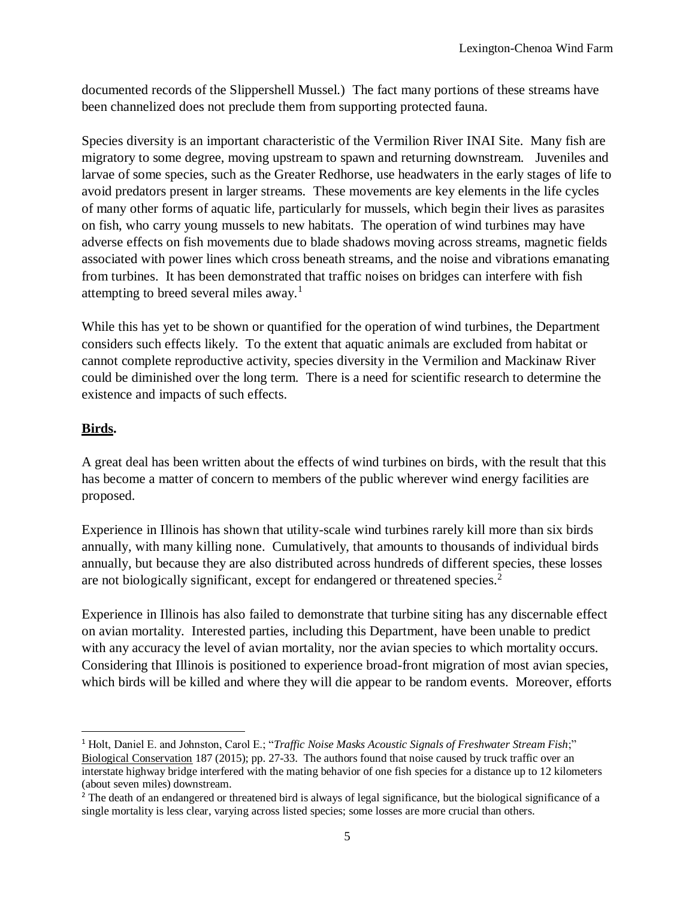documented records of the Slippershell Mussel.) The fact many portions of these streams have been channelized does not preclude them from supporting protected fauna.

Species diversity is an important characteristic of the Vermilion River INAI Site. Many fish are migratory to some degree, moving upstream to spawn and returning downstream. Juveniles and larvae of some species, such as the Greater Redhorse, use headwaters in the early stages of life to avoid predators present in larger streams. These movements are key elements in the life cycles of many other forms of aquatic life, particularly for mussels, which begin their lives as parasites on fish, who carry young mussels to new habitats. The operation of wind turbines may have adverse effects on fish movements due to blade shadows moving across streams, magnetic fields associated with power lines which cross beneath streams, and the noise and vibrations emanating from turbines. It has been demonstrated that traffic noises on bridges can interfere with fish attempting to breed several miles away.[1]

While this has yet to be shown or quantified for the operation of wind turbines, the Department considers such effects likely. To the extent that aquatic animals are excluded from habitat or cannot complete reproductive activity, species diversity in the Vermilion and Mackinaw River could be diminished over the long term. There is a need for scientific research to determine the existence and impacts of such effects.

## Birds.

A great deal has been written about the effects of wind turbines on birds, with the result that this has become a matter of concern to members of the public wherever wind energy facilities are proposed.

Experience in Illinois has shown that utility-scale wind turbines rarely kill more than six birds annually, with many killing none. Cumulatively, that amounts to thousands of individual birds annually, but because they are also distributed across hundreds of different species, these losses are not biologically significant, except for endangered or threatened species.[2]

Experience in Illinois has also failed to demonstrate that turbine siting has any discernable effect on avian mortality. Interested parties, including this Department, have been unable to predict with any accuracy the level of avian mortality, nor the avian species to which mortality occurs. Considering that Illinois is positioned to experience broad-front migration of most avian species, which birds will be killed and where they will die appear to be random events. Moreover, efforts

---

[1] Holt, Daniel E. and Johnston, Carol E.; "*Traffic Noise Masks Acoustic Signals of Freshwater Stream Fish*;" Biological Conservation 187 (2015); pp. 27-33. The authors found that noise caused by truck traffic over an interstate highway bridge interfered with the mating behavior of one fish species for a distance up to 12 kilometers (about seven miles) downstream.

[2] The death of an endangered or threatened bird is always of legal significance, but the biological significance of a single mortality is less clear, varying across listed species; some losses are more crucial than others.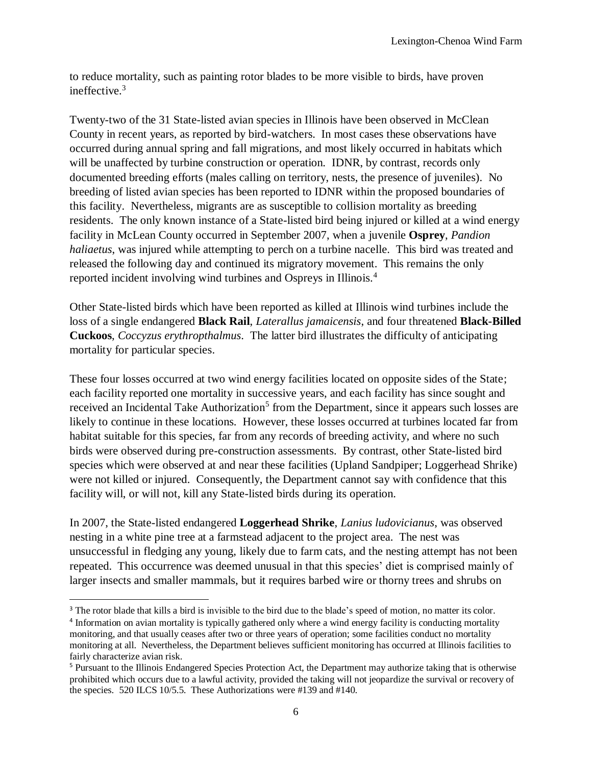to reduce mortality, such as painting rotor blades to be more visible to birds, have proven ineffective.[3]

Twenty-two of the 31 State-listed avian species in Illinois have been observed in McClean County in recent years, as reported by bird-watchers. In most cases these observations have occurred during annual spring and fall migrations, and most likely occurred in habitats which will be unaffected by turbine construction or operation. IDNR, by contrast, records only documented breeding efforts (males calling on territory, nests, the presence of juveniles). No breeding of listed avian species has been reported to IDNR within the proposed boundaries of this facility. Nevertheless, migrants are as susceptible to collision mortality as breeding residents. The only known instance of a State-listed bird being injured or killed at a wind energy facility in McLean County occurred in September 2007, when a juvenile **Osprey**, *Pandion haliaetus*, was injured while attempting to perch on a turbine nacelle. This bird was treated and released the following day and continued its migratory movement. This remains the only reported incident involving wind turbines and Ospreys in Illinois.[4]

Other State-listed birds which have been reported as killed at Illinois wind turbines include the loss of a single endangered **Black Rail**, *Laterallus jamaicensis*, and four threatened **Black-Billed Cuckoos**, *Coccyzus erythropthalmus*. The latter bird illustrates the difficulty of anticipating mortality for particular species.

These four losses occurred at two wind energy facilities located on opposite sides of the State; each facility reported one mortality in successive years, and each facility has since sought and received an Incidental Take Authorization[5] from the Department, since it appears such losses are likely to continue in these locations. However, these losses occurred at turbines located far from habitat suitable for this species, far from any records of breeding activity, and where no such birds were observed during pre-construction assessments. By contrast, other State-listed bird species which were observed at and near these facilities (Upland Sandpiper; Loggerhead Shrike) were not killed or injured. Consequently, the Department cannot say with confidence that this facility will, or will not, kill any State-listed birds during its operation.

In 2007, the State-listed endangered **Loggerhead Shrike**, *Lanius ludovicianus*, was observed nesting in a white pine tree at a farmstead adjacent to the project area. The nest was unsuccessful in fledging any young, likely due to farm cats, and the nesting attempt has not been repeated. This occurrence was deemed unusual in that this species' diet is comprised mainly of larger insects and smaller mammals, but it requires barbed wire or thorny trees and shrubs on

---

[3] The rotor blade that kills a bird is invisible to the bird due to the blade's speed of motion, no matter its color.

[4] Information on avian mortality is typically gathered only where a wind energy facility is conducting mortality monitoring, and that usually ceases after two or three years of operation; some facilities conduct no mortality monitoring at all. Nevertheless, the Department believes sufficient monitoring has occurred at Illinois facilities to fairly characterize avian risk.

[5] Pursuant to the Illinois Endangered Species Protection Act, the Department may authorize taking that is otherwise prohibited which occurs due to a lawful activity, provided the taking will not jeopardize the survival or recovery of the species. 520 ILCS 10/5.5. These Authorizations were #139 and #140.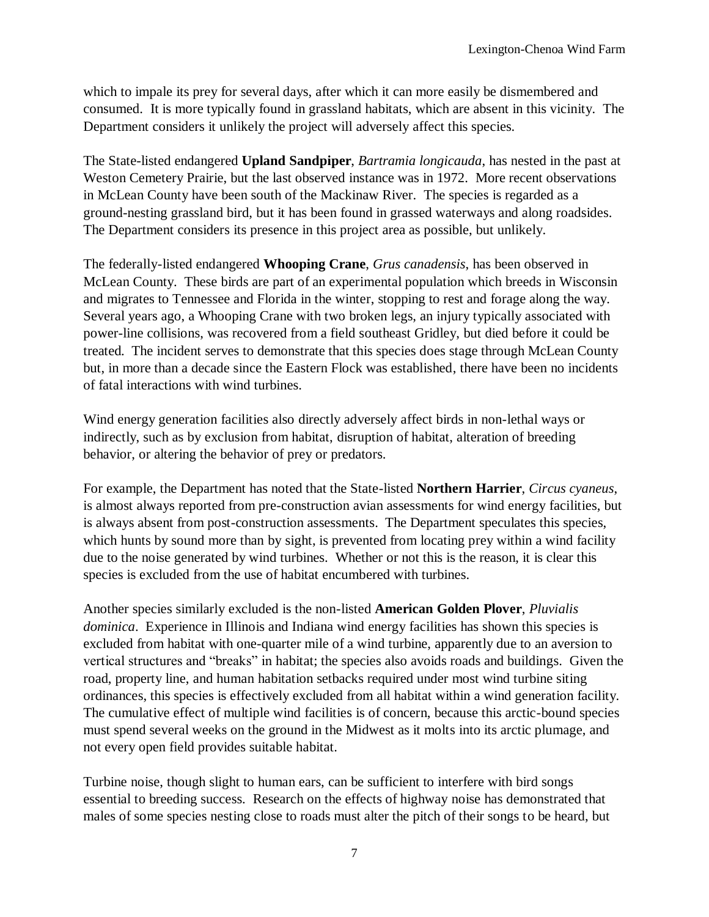which to impale its prey for several days, after which it can more easily be dismembered and consumed. It is more typically found in grassland habitats, which are absent in this vicinity. The Department considers it unlikely the project will adversely affect this species.

The State-listed endangered **Upland Sandpiper**, *Bartramia longicauda*, has nested in the past at Weston Cemetery Prairie, but the last observed instance was in 1972. More recent observations in McLean County have been south of the Mackinaw River. The species is regarded as a ground-nesting grassland bird, but it has been found in grassed waterways and along roadsides. The Department considers its presence in this project area as possible, but unlikely.

The federally-listed endangered **Whooping Crane**, *Grus canadensis*, has been observed in McLean County. These birds are part of an experimental population which breeds in Wisconsin and migrates to Tennessee and Florida in the winter, stopping to rest and forage along the way. Several years ago, a Whooping Crane with two broken legs, an injury typically associated with power-line collisions, was recovered from a field southeast Gridley, but died before it could be treated. The incident serves to demonstrate that this species does stage through McLean County but, in more than a decade since the Eastern Flock was established, there have been no incidents of fatal interactions with wind turbines.

Wind energy generation facilities also directly adversely affect birds in non-lethal ways or indirectly, such as by exclusion from habitat, disruption of habitat, alteration of breeding behavior, or altering the behavior of prey or predators.

For example, the Department has noted that the State-listed **Northern Harrier**, *Circus cyaneus*, is almost always reported from pre-construction avian assessments for wind energy facilities, but is always absent from post-construction assessments. The Department speculates this species, which hunts by sound more than by sight, is prevented from locating prey within a wind facility due to the noise generated by wind turbines. Whether or not this is the reason, it is clear this species is excluded from the use of habitat encumbered with turbines.

Another species similarly excluded is the non-listed **American Golden Plover**, *Pluvialis dominica*. Experience in Illinois and Indiana wind energy facilities has shown this species is excluded from habitat with one-quarter mile of a wind turbine, apparently due to an aversion to vertical structures and "breaks" in habitat; the species also avoids roads and buildings. Given the road, property line, and human habitation setbacks required under most wind turbine siting ordinances, this species is effectively excluded from all habitat within a wind generation facility. The cumulative effect of multiple wind facilities is of concern, because this arctic-bound species must spend several weeks on the ground in the Midwest as it molts into its arctic plumage, and not every open field provides suitable habitat.

Turbine noise, though slight to human ears, can be sufficient to interfere with bird songs essential to breeding success. Research on the effects of highway noise has demonstrated that males of some species nesting close to roads must alter the pitch of their songs to be heard, but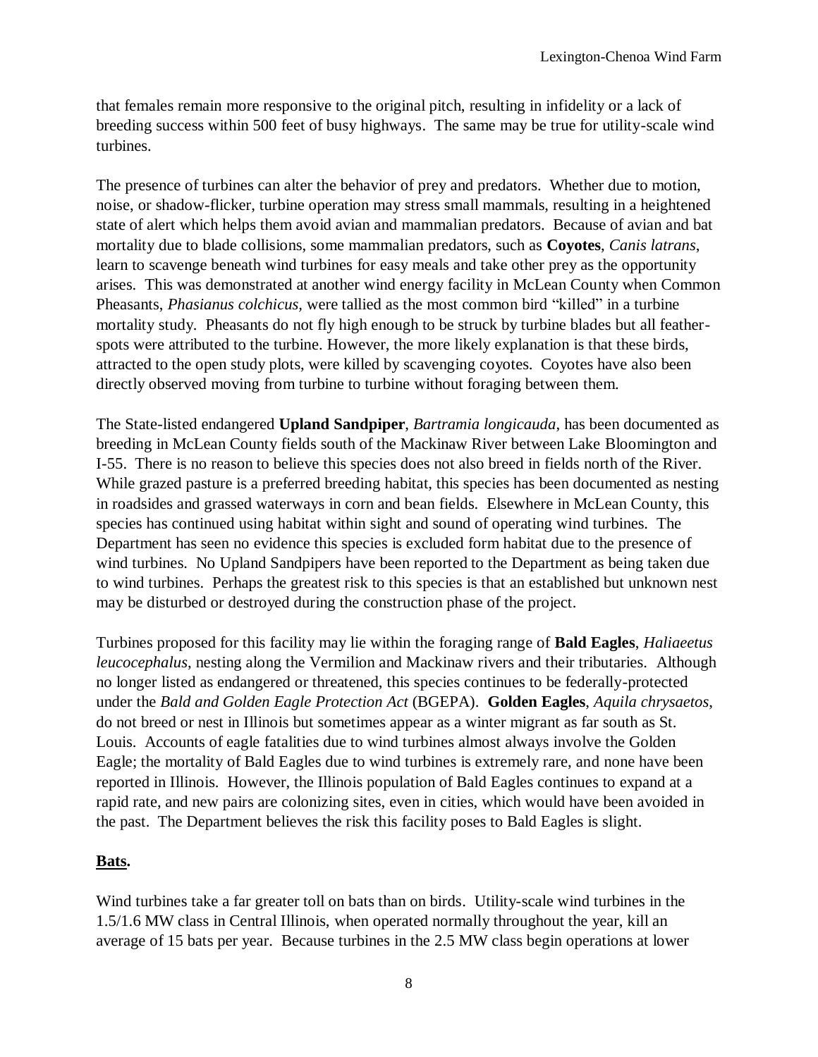that females remain more responsive to the original pitch, resulting in infidelity or a lack of breeding success within 500 feet of busy highways. The same may be true for utility-scale wind turbines.

The presence of turbines can alter the behavior of prey and predators. Whether due to motion, noise, or shadow-flicker, turbine operation may stress small mammals, resulting in a heightened state of alert which helps them avoid avian and mammalian predators. Because of avian and bat mortality due to blade collisions, some mammalian predators, such as **Coyotes**, *Canis latrans*, learn to scavenge beneath wind turbines for easy meals and take other prey as the opportunity arises. This was demonstrated at another wind energy facility in McLean County when Common Pheasants, *Phasianus colchicus*, were tallied as the most common bird "killed" in a turbine mortality study. Pheasants do not fly high enough to be struck by turbine blades but all feather-spots were attributed to the turbine. However, the more likely explanation is that these birds, attracted to the open study plots, were killed by scavenging coyotes. Coyotes have also been directly observed moving from turbine to turbine without foraging between them.

The State-listed endangered **Upland Sandpiper**, *Bartramia longicauda*, has been documented as breeding in McLean County fields south of the Mackinaw River between Lake Bloomington and I-55. There is no reason to believe this species does not also breed in fields north of the River. While grazed pasture is a preferred breeding habitat, this species has been documented as nesting in roadsides and grassed waterways in corn and bean fields. Elsewhere in McLean County, this species has continued using habitat within sight and sound of operating wind turbines. The Department has seen no evidence this species is excluded form habitat due to the presence of wind turbines. No Upland Sandpipers have been reported to the Department as being taken due to wind turbines. Perhaps the greatest risk to this species is that an established but unknown nest may be disturbed or destroyed during the construction phase of the project.

Turbines proposed for this facility may lie within the foraging range of **Bald Eagles**, *Haliaeetus leucocephalus*, nesting along the Vermilion and Mackinaw rivers and their tributaries. Although no longer listed as endangered or threatened, this species continues to be federally-protected under the *Bald and Golden Eagle Protection Act* (BGEPA). **Golden Eagles**, *Aquila chrysaetos*, do not breed or nest in Illinois but sometimes appear as a winter migrant as far south as St. Louis. Accounts of eagle fatalities due to wind turbines almost always involve the Golden Eagle; the mortality of Bald Eagles due to wind turbines is extremely rare, and none have been reported in Illinois. However, the Illinois population of Bald Eagles continues to expand at a rapid rate, and new pairs are colonizing sites, even in cities, which would have been avoided in the past. The Department believes the risk this facility poses to Bald Eagles is slight.

## **Bats.**

Wind turbines take a far greater toll on bats than on birds. Utility-scale wind turbines in the 1.5/1.6 MW class in Central Illinois, when operated normally throughout the year, kill an average of 15 bats per year. Because turbines in the 2.5 MW class begin operations at lower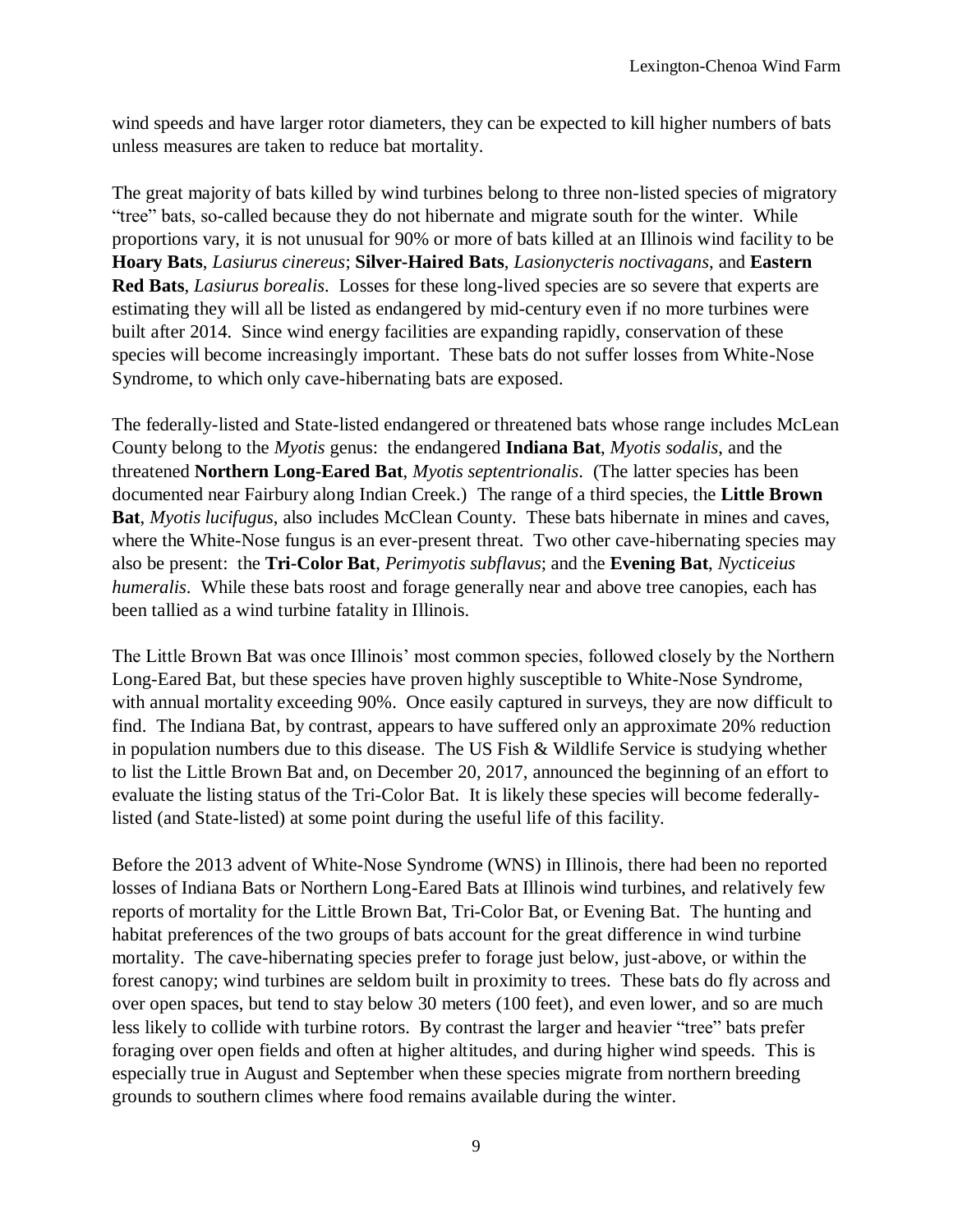wind speeds and have larger rotor diameters, they can be expected to kill higher numbers of bats unless measures are taken to reduce bat mortality.

The great majority of bats killed by wind turbines belong to three non-listed species of migratory "tree" bats, so-called because they do not hibernate and migrate south for the winter. While proportions vary, it is not unusual for 90% or more of bats killed at an Illinois wind facility to be **Hoary Bats**, *Lasiurus cinereus*; **Silver-Haired Bats**, *Lasionycteris noctivagans*, and **Eastern Red Bats**, *Lasiurus borealis*. Losses for these long-lived species are so severe that experts are estimating they will all be listed as endangered by mid-century even if no more turbines were built after 2014. Since wind energy facilities are expanding rapidly, conservation of these species will become increasingly important. These bats do not suffer losses from White-Nose Syndrome, to which only cave-hibernating bats are exposed.

The federally-listed and State-listed endangered or threatened bats whose range includes McLean County belong to the *Myotis* genus: the endangered **Indiana Bat**, *Myotis sodalis*, and the threatened **Northern Long-Eared Bat**, *Myotis septentrionalis*. (The latter species has been documented near Fairbury along Indian Creek.) The range of a third species, the **Little Brown Bat**, *Myotis lucifugus*, also includes McClean County. These bats hibernate in mines and caves, where the White-Nose fungus is an ever-present threat. Two other cave-hibernating species may also be present: the **Tri-Color Bat**, *Perimyotis subflavus*; and the **Evening Bat**, *Nycticeius humeralis*. While these bats roost and forage generally near and above tree canopies, each has been tallied as a wind turbine fatality in Illinois.

The Little Brown Bat was once Illinois' most common species, followed closely by the Northern Long-Eared Bat, but these species have proven highly susceptible to White-Nose Syndrome, with annual mortality exceeding 90%. Once easily captured in surveys, they are now difficult to find. The Indiana Bat, by contrast, appears to have suffered only an approximate 20% reduction in population numbers due to this disease. The US Fish & Wildlife Service is studying whether to list the Little Brown Bat and, on December 20, 2017, announced the beginning of an effort to evaluate the listing status of the Tri-Color Bat. It is likely these species will become federally-listed (and State-listed) at some point during the useful life of this facility.

Before the 2013 advent of White-Nose Syndrome (WNS) in Illinois, there had been no reported losses of Indiana Bats or Northern Long-Eared Bats at Illinois wind turbines, and relatively few reports of mortality for the Little Brown Bat, Tri-Color Bat, or Evening Bat. The hunting and habitat preferences of the two groups of bats account for the great difference in wind turbine mortality. The cave-hibernating species prefer to forage just below, just-above, or within the forest canopy; wind turbines are seldom built in proximity to trees. These bats do fly across and over open spaces, but tend to stay below 30 meters (100 feet), and even lower, and so are much less likely to collide with turbine rotors. By contrast the larger and heavier "tree" bats prefer foraging over open fields and often at higher altitudes, and during higher wind speeds. This is especially true in August and September when these species migrate from northern breeding grounds to southern climes where food remains available during the winter.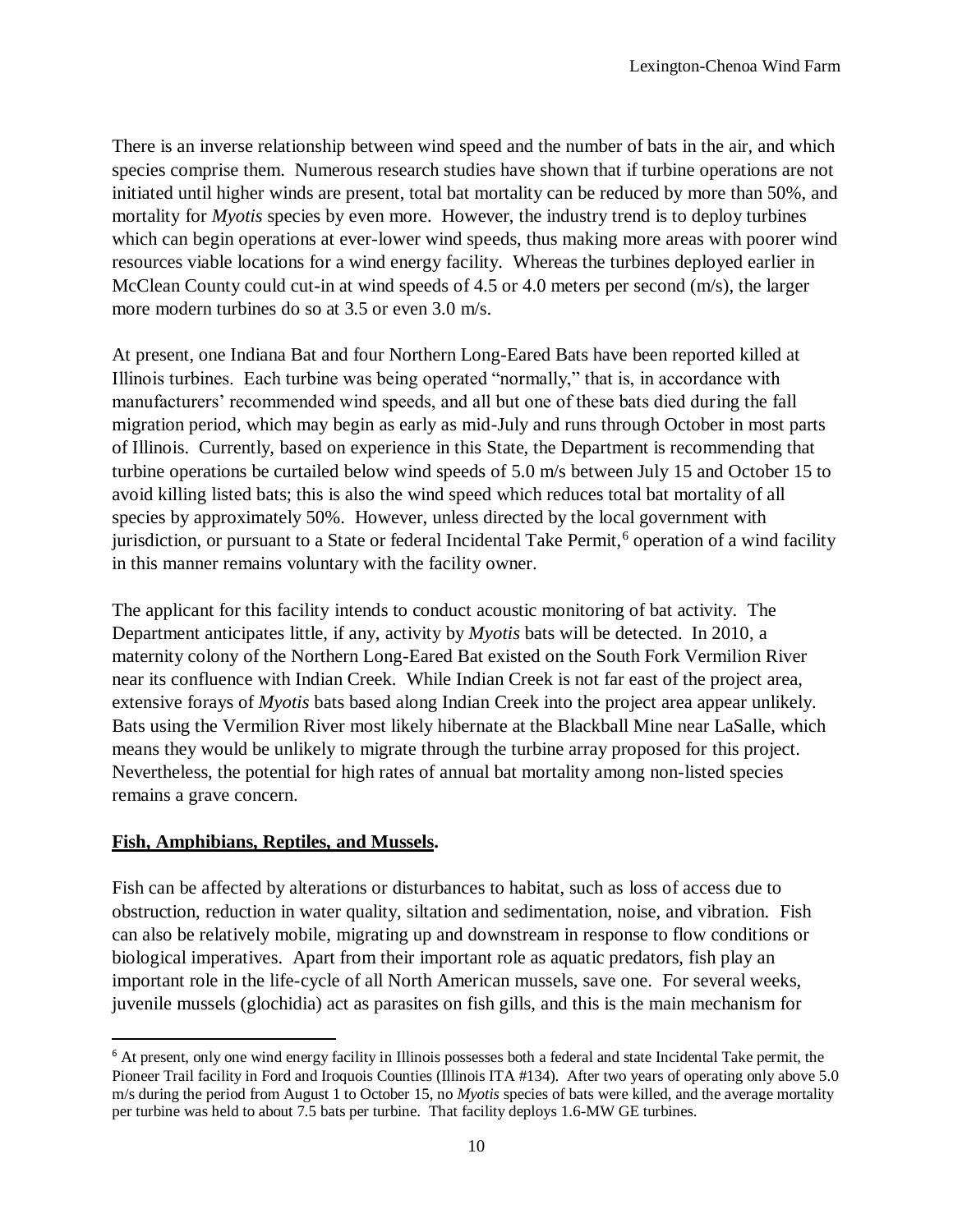There is an inverse relationship between wind speed and the number of bats in the air, and which species comprise them. Numerous research studies have shown that if turbine operations are not initiated until higher winds are present, total bat mortality can be reduced by more than 50%, and mortality for *Myotis* species by even more. However, the industry trend is to deploy turbines which can begin operations at ever-lower wind speeds, thus making more areas with poorer wind resources viable locations for a wind energy facility. Whereas the turbines deployed earlier in McClean County could cut-in at wind speeds of 4.5 or 4.0 meters per second (m/s), the larger more modern turbines do so at 3.5 or even 3.0 m/s.

At present, one Indiana Bat and four Northern Long-Eared Bats have been reported killed at Illinois turbines. Each turbine was being operated "normally," that is, in accordance with manufacturers' recommended wind speeds, and all but one of these bats died during the fall migration period, which may begin as early as mid-July and runs through October in most parts of Illinois. Currently, based on experience in this State, the Department is recommending that turbine operations be curtailed below wind speeds of 5.0 m/s between July 15 and October 15 to avoid killing listed bats; this is also the wind speed which reduces total bat mortality of all species by approximately 50%. However, unless directed by the local government with jurisdiction, or pursuant to a State or federal Incidental Take Permit,[6] operation of a wind facility in this manner remains voluntary with the facility owner.

The applicant for this facility intends to conduct acoustic monitoring of bat activity. The Department anticipates little, if any, activity by *Myotis* bats will be detected. In 2010, a maternity colony of the Northern Long-Eared Bat existed on the South Fork Vermilion River near its confluence with Indian Creek. While Indian Creek is not far east of the project area, extensive forays of *Myotis* bats based along Indian Creek into the project area appear unlikely. Bats using the Vermilion River most likely hibernate at the Blackball Mine near LaSalle, which means they would be unlikely to migrate through the turbine array proposed for this project. Nevertheless, the potential for high rates of annual bat mortality among non-listed species remains a grave concern.

**Fish, Amphibians, Reptiles, and Mussels.**

Fish can be affected by alterations or disturbances to habitat, such as loss of access due to obstruction, reduction in water quality, siltation and sedimentation, noise, and vibration. Fish can also be relatively mobile, migrating up and downstream in response to flow conditions or biological imperatives. Apart from their important role as aquatic predators, fish play an important role in the life-cycle of all North American mussels, save one. For several weeks, juvenile mussels (glochidia) act as parasites on fish gills, and this is the main mechanism for

[6] At present, only one wind energy facility in Illinois possesses both a federal and state Incidental Take permit, the Pioneer Trail facility in Ford and Iroquois Counties (Illinois ITA #134). After two years of operating only above 5.0 m/s during the period from August 1 to October 15, no *Myotis* species of bats were killed, and the average mortality per turbine was held to about 7.5 bats per turbine. That facility deploys 1.6-MW GE turbines.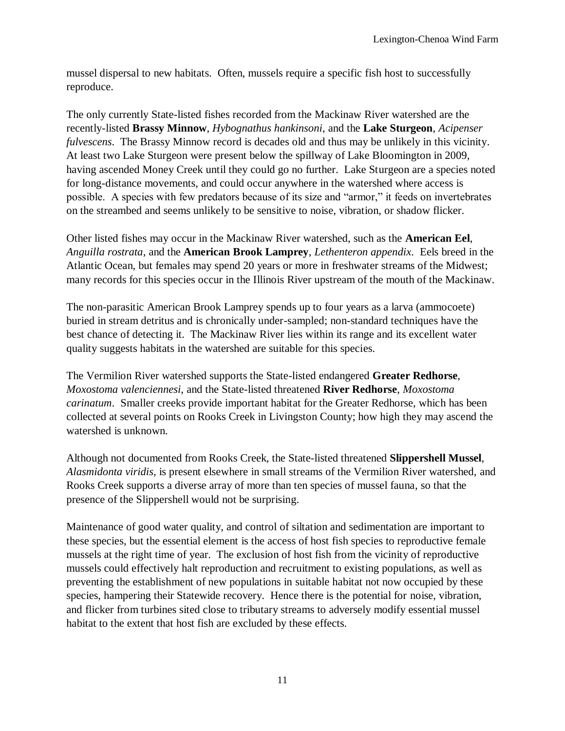mussel dispersal to new habitats. Often, mussels require a specific fish host to successfully reproduce.

The only currently State-listed fishes recorded from the Mackinaw River watershed are the recently-listed **Brassy Minnow**, *Hybognathus hankinsoni*, and the **Lake Sturgeon**, *Acipenser fulvescens*. The Brassy Minnow record is decades old and thus may be unlikely in this vicinity. At least two Lake Sturgeon were present below the spillway of Lake Bloomington in 2009, having ascended Money Creek until they could go no further. Lake Sturgeon are a species noted for long-distance movements, and could occur anywhere in the watershed where access is possible. A species with few predators because of its size and "armor," it feeds on invertebrates on the streambed and seems unlikely to be sensitive to noise, vibration, or shadow flicker.

Other listed fishes may occur in the Mackinaw River watershed, such as the **American Eel**, *Anguilla rostrata*, and the **American Brook Lamprey**, *Lethenteron appendix*. Eels breed in the Atlantic Ocean, but females may spend 20 years or more in freshwater streams of the Midwest; many records for this species occur in the Illinois River upstream of the mouth of the Mackinaw.

The non-parasitic American Brook Lamprey spends up to four years as a larva (ammocoete) buried in stream detritus and is chronically under-sampled; non-standard techniques have the best chance of detecting it. The Mackinaw River lies within its range and its excellent water quality suggests habitats in the watershed are suitable for this species.

The Vermilion River watershed supports the State-listed endangered **Greater Redhorse**, *Moxostoma valenciennesi*, and the State-listed threatened **River Redhorse**, *Moxostoma carinatum*. Smaller creeks provide important habitat for the Greater Redhorse, which has been collected at several points on Rooks Creek in Livingston County; how high they may ascend the watershed is unknown.

Although not documented from Rooks Creek, the State-listed threatened **Slippershell Mussel**, *Alasmidonta viridis*, is present elsewhere in small streams of the Vermilion River watershed, and Rooks Creek supports a diverse array of more than ten species of mussel fauna, so that the presence of the Slippershell would not be surprising.

Maintenance of good water quality, and control of siltation and sedimentation are important to these species, but the essential element is the access of host fish species to reproductive female mussels at the right time of year. The exclusion of host fish from the vicinity of reproductive mussels could effectively halt reproduction and recruitment to existing populations, as well as preventing the establishment of new populations in suitable habitat not now occupied by these species, hampering their Statewide recovery. Hence there is the potential for noise, vibration, and flicker from turbines sited close to tributary streams to adversely modify essential mussel habitat to the extent that host fish are excluded by these effects.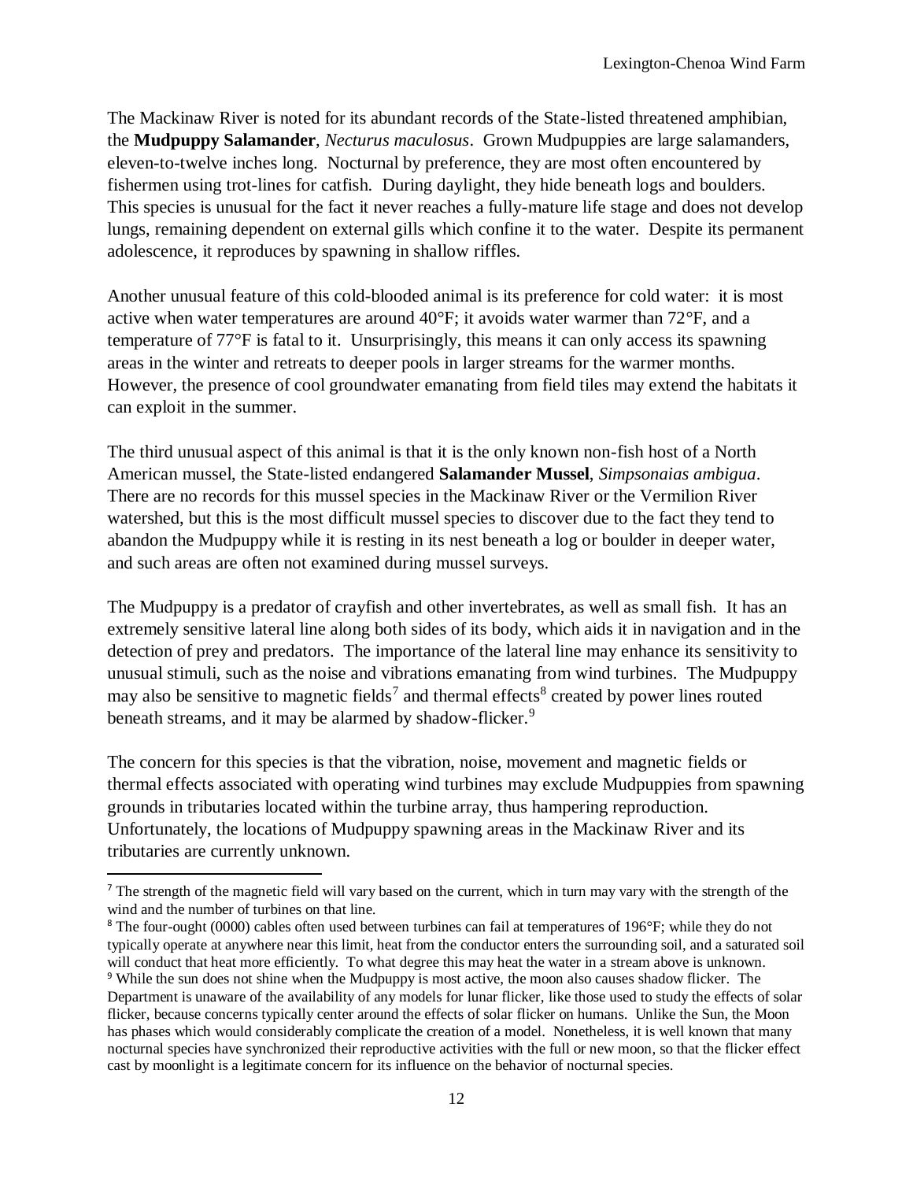The Mackinaw River is noted for its abundant records of the State-listed threatened amphibian, the **Mudpuppy Salamander**, *Necturus maculosus*. Grown Mudpuppies are large salamanders, eleven-to-twelve inches long. Nocturnal by preference, they are most often encountered by fishermen using trot-lines for catfish. During daylight, they hide beneath logs and boulders. This species is unusual for the fact it never reaches a fully-mature life stage and does not develop lungs, remaining dependent on external gills which confine it to the water. Despite its permanent adolescence, it reproduces by spawning in shallow riffles.

Another unusual feature of this cold-blooded animal is its preference for cold water: it is most active when water temperatures are around 40°F; it avoids water warmer than 72°F, and a temperature of 77°F is fatal to it. Unsurprisingly, this means it can only access its spawning areas in the winter and retreats to deeper pools in larger streams for the warmer months. However, the presence of cool groundwater emanating from field tiles may extend the habitats it can exploit in the summer.

The third unusual aspect of this animal is that it is the only known non-fish host of a North American mussel, the State-listed endangered **Salamander Mussel**, *Simpsonaias ambigua*. There are no records for this mussel species in the Mackinaw River or the Vermilion River watershed, but this is the most difficult mussel species to discover due to the fact they tend to abandon the Mudpuppy while it is resting in its nest beneath a log or boulder in deeper water, and such areas are often not examined during mussel surveys.

The Mudpuppy is a predator of crayfish and other invertebrates, as well as small fish. It has an extremely sensitive lateral line along both sides of its body, which aids it in navigation and in the detection of prey and predators. The importance of the lateral line may enhance its sensitivity to unusual stimuli, such as the noise and vibrations emanating from wind turbines. The Mudpuppy may also be sensitive to magnetic fields[7] and thermal effects[8] created by power lines routed beneath streams, and it may be alarmed by shadow-flicker.[9]

The concern for this species is that the vibration, noise, movement and magnetic fields or thermal effects associated with operating wind turbines may exclude Mudpuppies from spawning grounds in tributaries located within the turbine array, thus hampering reproduction. Unfortunately, the locations of Mudpuppy spawning areas in the Mackinaw River and its tributaries are currently unknown.

---

[7] The strength of the magnetic field will vary based on the current, which in turn may vary with the strength of the wind and the number of turbines on that line.

[8] The four-ought (0000) cables often used between turbines can fail at temperatures of 196°F; while they do not typically operate at anywhere near this limit, heat from the conductor enters the surrounding soil, and a saturated soil will conduct that heat more efficiently. To what degree this may heat the water in a stream above is unknown.

[9] While the sun does not shine when the Mudpuppy is most active, the moon also causes shadow flicker. The Department is unaware of the availability of any models for lunar flicker, like those used to study the effects of solar flicker, because concerns typically center around the effects of solar flicker on humans. Unlike the Sun, the Moon has phases which would considerably complicate the creation of a model. Nonetheless, it is well known that many nocturnal species have synchronized their reproductive activities with the full or new moon, so that the flicker effect cast by moonlight is a legitimate concern for its influence on the behavior of nocturnal species.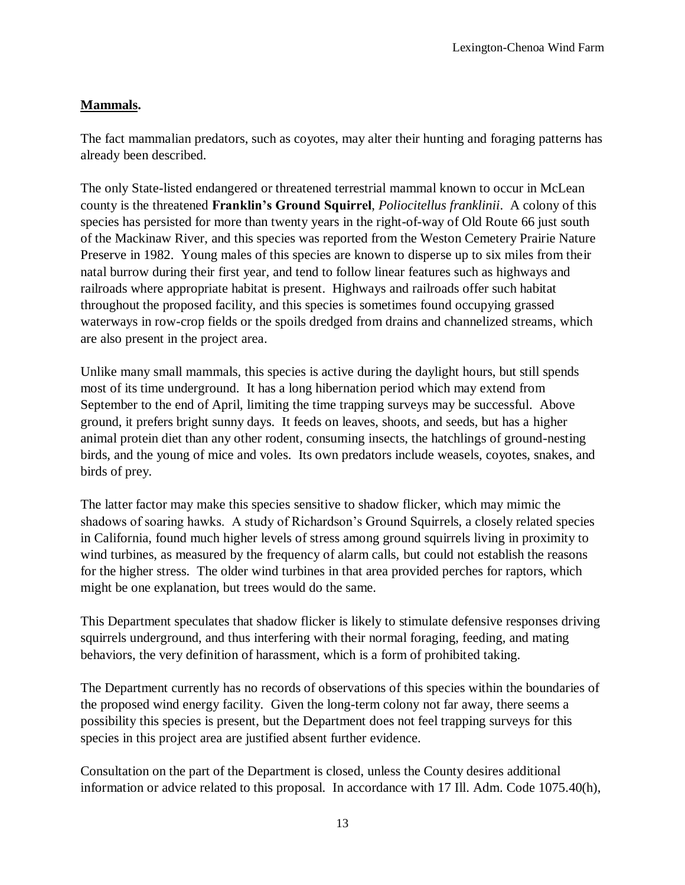**Mammals.**

The fact mammalian predators, such as coyotes, may alter their hunting and foraging patterns has already been described.

The only State-listed endangered or threatened terrestrial mammal known to occur in McLean county is the threatened **Franklin's Ground Squirrel**, *Poliocitellus franklinii*. A colony of this species has persisted for more than twenty years in the right-of-way of Old Route 66 just south of the Mackinaw River, and this species was reported from the Weston Cemetery Prairie Nature Preserve in 1982. Young males of this species are known to disperse up to six miles from their natal burrow during their first year, and tend to follow linear features such as highways and railroads where appropriate habitat is present. Highways and railroads offer such habitat throughout the proposed facility, and this species is sometimes found occupying grassed waterways in row-crop fields or the spoils dredged from drains and channelized streams, which are also present in the project area.

Unlike many small mammals, this species is active during the daylight hours, but still spends most of its time underground. It has a long hibernation period which may extend from September to the end of April, limiting the time trapping surveys may be successful. Above ground, it prefers bright sunny days. It feeds on leaves, shoots, and seeds, but has a higher animal protein diet than any other rodent, consuming insects, the hatchlings of ground-nesting birds, and the young of mice and voles. Its own predators include weasels, coyotes, snakes, and birds of prey.

The latter factor may make this species sensitive to shadow flicker, which may mimic the shadows of soaring hawks. A study of Richardson's Ground Squirrels, a closely related species in California, found much higher levels of stress among ground squirrels living in proximity to wind turbines, as measured by the frequency of alarm calls, but could not establish the reasons for the higher stress. The older wind turbines in that area provided perches for raptors, which might be one explanation, but trees would do the same.

This Department speculates that shadow flicker is likely to stimulate defensive responses driving squirrels underground, and thus interfering with their normal foraging, feeding, and mating behaviors, the very definition of harassment, which is a form of prohibited taking.

The Department currently has no records of observations of this species within the boundaries of the proposed wind energy facility. Given the long-term colony not far away, there seems a possibility this species is present, but the Department does not feel trapping surveys for this species in this project area are justified absent further evidence.

Consultation on the part of the Department is closed, unless the County desires additional information or advice related to this proposal. In accordance with 17 Ill. Adm. Code 1075.40(h),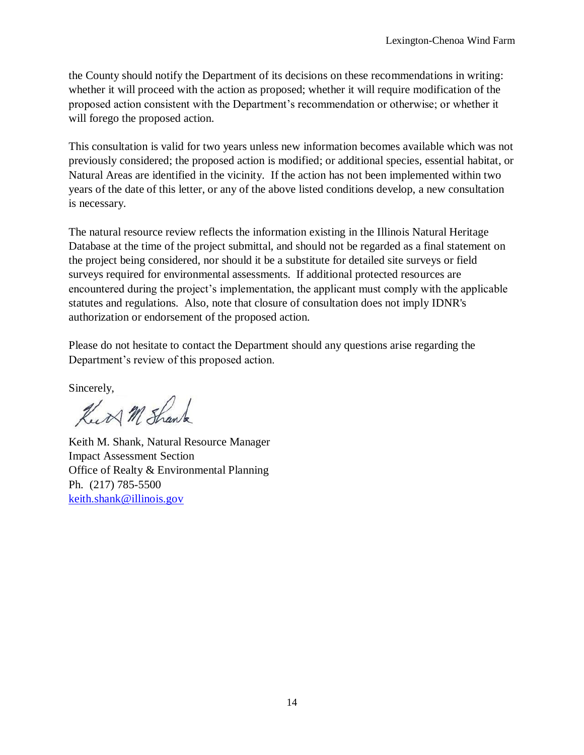the County should notify the Department of its decisions on these recommendations in writing: whether it will proceed with the action as proposed; whether it will require modification of the proposed action consistent with the Department's recommendation or otherwise; or whether it will forego the proposed action.

This consultation is valid for two years unless new information becomes available which was not previously considered; the proposed action is modified; or additional species, essential habitat, or Natural Areas are identified in the vicinity. If the action has not been implemented within two years of the date of this letter, or any of the above listed conditions develop, a new consultation is necessary.

The natural resource review reflects the information existing in the Illinois Natural Heritage Database at the time of the project submittal, and should not be regarded as a final statement on the project being considered, nor should it be a substitute for detailed site surveys or field surveys required for environmental assessments. If additional protected resources are encountered during the project's implementation, the applicant must comply with the applicable statutes and regulations. Also, note that closure of consultation does not imply IDNR's authorization or endorsement of the proposed action.

Please do not hesitate to contact the Department should any questions arise regarding the Department's review of this proposed action.

Sincerely,

Keith M. Shank

Keith M. Shank, Natural Resource Manager
Impact Assessment Section
Office of Realty & Environmental Planning
Ph. (217) 785-5500
keith.shank@illinois.gov